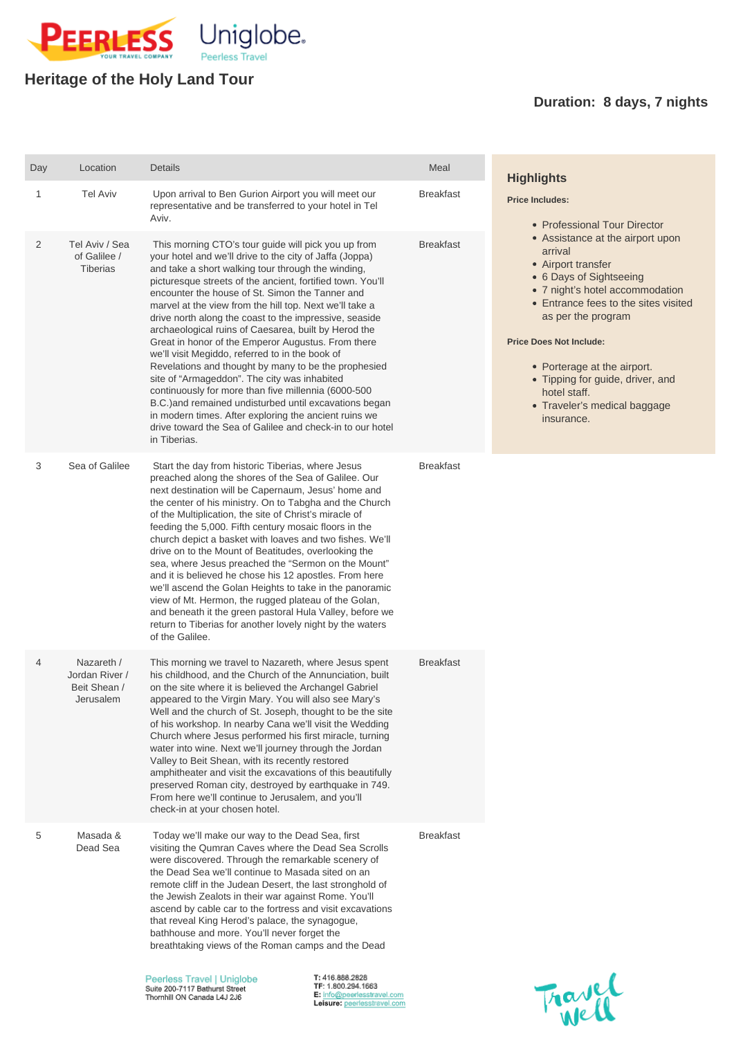# Heritage of the Holy Land Tour

**Duration: 8 days, 7 nights**

| Day | Location | Details | Meal |
| --- | --- | --- | --- |
| 1 | Tel Aviv | Upon arrival to Ben Gurion Airport you will meet our representative and be transferred to your hotel in Tel Aviv. | Breakfast |
| 2 | Tel Aviv / Sea of Galilee / Tiberias | This morning CTO's tour guide will pick you up from your hotel and we'll drive to the city of Jaffa (Joppa) and take a short walking tour through the winding, picturesque streets of the ancient, fortified town. You'll encounter the house of St. Simon the Tanner and marvel at the view from the hill top. Next we'll take a drive north along the coast to the impressive, seaside archaeological ruins of Caesarea, built by Herod the Great in honor of the Emperor Augustus. From there we'll visit Megiddo, referred to in the book of Revelations and thought by many to be the prophesied site of "Armageddon". The city was inhabited continuously for more than five millennia (6000-500 B.C.)and remained undisturbed until excavations began in modern times. After exploring the ancient ruins we drive toward the Sea of Galilee and check-in to our hotel in Tiberias. | Breakfast |
| 3 | Sea of Galilee | Start the day from historic Tiberias, where Jesus preached along the shores of the Sea of Galilee. Our next destination will be Capernaum, Jesus' home and the center of his ministry. On to Tabgha and the Church of the Multiplication, the site of Christ's miracle of feeding the 5,000. Fifth century mosaic floors in the church depict a basket with loaves and two fishes. We'll drive on to the Mount of Beatitudes, overlooking the sea, where Jesus preached the "Sermon on the Mount" and it is believed he chose his 12 apostles. From here we'll ascend the Golan Heights to take in the panoramic view of Mt. Hermon, the rugged plateau of the Golan, and beneath it the green pastoral Hula Valley, before we return to Tiberias for another lovely night by the waters of the Galilee. | Breakfast |
| 4 | Nazareth / Jordan River / Beit Shean / Jerusalem | This morning we travel to Nazareth, where Jesus spent his childhood, and the Church of the Annunciation, built on the site where it is believed the Archangel Gabriel appeared to the Virgin Mary. You will also see Mary's Well and the church of St. Joseph, thought to be the site of his workshop. In nearby Cana we'll visit the Wedding Church where Jesus performed his first miracle, turning water into wine. Next we'll journey through the Jordan Valley to Beit Shean, with its recently restored amphitheater and visit the excavations of this beautifully preserved Roman city, destroyed by earthquake in 749. From here we'll continue to Jerusalem, and you'll check-in at your chosen hotel. | Breakfast |
| 5 | Masada & Dead Sea | Today we'll make our way to the Dead Sea, first visiting the Qumran Caves where the Dead Sea Scrolls were discovered. Through the remarkable scenery of the Dead Sea we'll continue to Masada sited on an remote cliff in the Judean Desert, the last stronghold of the Jewish Zealots in their war against Rome. You'll ascend by cable car to the fortress and visit excavations that reveal King Herod's palace, the synagogue, bathhouse and more. You'll never forget the breathtaking views of the Roman camps and the Dead | Breakfast |

## Highlights

**Price Includes:**

- Professional Tour Director
- Assistance at the airport upon arrival
- Airport transfer
- 6 Days of Sightseeing
- 7 night's hotel accommodation
- Entrance fees to the sites visited as per the program

**Price Does Not Include:**

- Porterage at the airport.
- Tipping for guide, driver, and hotel staff.
- Traveler's medical baggage insurance.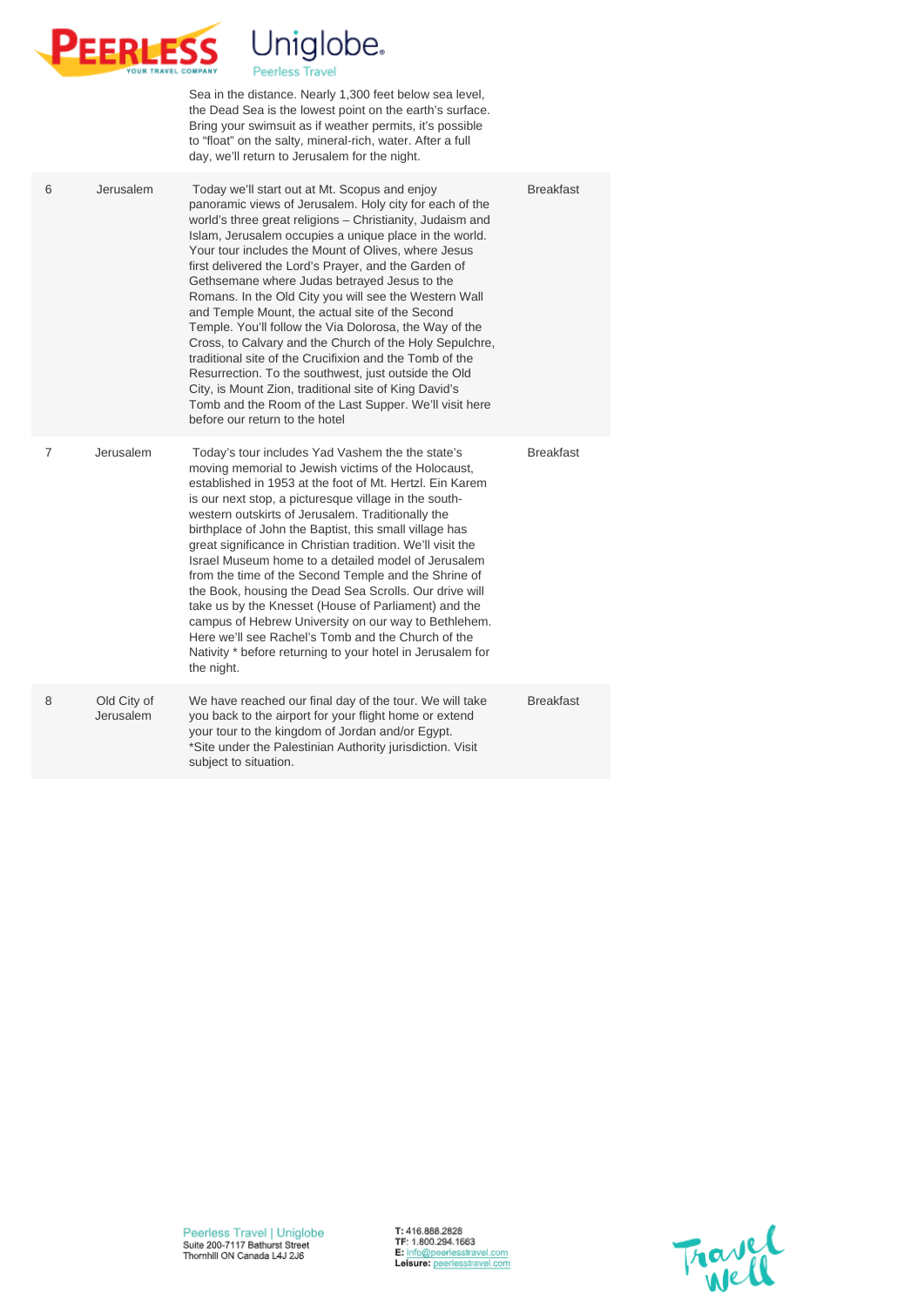| | | | |
|---|---|---|---|
| | | Sea in the distance. Nearly 1,300 feet below sea level, the Dead Sea is the lowest point on the earth's surface. Bring your swimsuit as if weather permits, it's possible to "float" on the salty, mineral-rich, water. After a full day, we'll return to Jerusalem for the night. | |
| 6 | Jerusalem | Today we'll start out at Mt. Scopus and enjoy panoramic views of Jerusalem. Holy city for each of the world's three great religions – Christianity, Judaism and Islam, Jerusalem occupies a unique place in the world. Your tour includes the Mount of Olives, where Jesus first delivered the Lord's Prayer, and the Garden of Gethsemane where Judas betrayed Jesus to the Romans. In the Old City you will see the Western Wall and Temple Mount, the actual site of the Second Temple. You'll follow the Via Dolorosa, the Way of the Cross, to Calvary and the Church of the Holy Sepulchre, traditional site of the Crucifixion and the Tomb of the Resurrection. To the southwest, just outside the Old City, is Mount Zion, traditional site of King David's Tomb and the Room of the Last Supper. We'll visit here before our return to the hotel | Breakfast |
| 7 | Jerusalem | Today's tour includes Yad Vashem the the state's moving memorial to Jewish victims of the Holocaust, established in 1953 at the foot of Mt. Hertzl. Ein Karem is our next stop, a picturesque village in the south-western outskirts of Jerusalem. Traditionally the birthplace of John the Baptist, this small village has great significance in Christian tradition. We'll visit the Israel Museum home to a detailed model of Jerusalem from the time of the Second Temple and the Shrine of the Book, housing the Dead Sea Scrolls. Our drive will take us by the Knesset (House of Parliament) and the campus of Hebrew University on our way to Bethlehem. Here we'll see Rachel's Tomb and the Church of the Nativity * before returning to your hotel in Jerusalem for the night. | Breakfast |
| 8 | Old City of Jerusalem | We have reached our final day of the tour. We will take you back to the airport for your flight home or extend your tour to the kingdom of Jordan and/or Egypt. *Site under the Palestinian Authority jurisdiction. Visit subject to situation. | Breakfast |

Peerless Travel | Uniglobe
Suite 200-7117 Bathurst Street
Thornhill ON Canada L4J 2J6

**T:** 416.886.2828
**TF:** 1.800.294.1663
**E:** info@peerlesstravel.com
**Leisure:** peerlesstravel.com